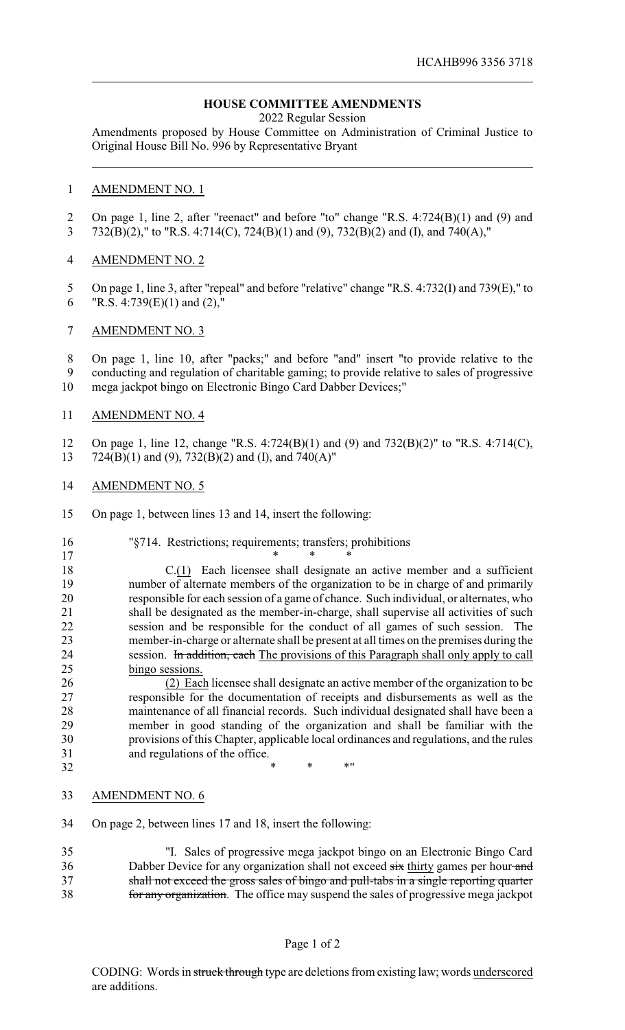**HOUSE COMMITTEE AMENDMENTS**

2022 Regular Session

Amendments proposed by House Committee on Administration of Criminal Justice to Original House Bill No. 996 by Representative Bryant

AMENDMENT NO. 1

On page 1, line 2, after "reenact" and before "to" change "R.S. 4:724(B)(1) and (9) and 732(B)(2)," to "R.S. 4:714(C), 724(B)(1) and (9), 732(B)(2) and (I), and 740(A),"

AMENDMENT NO. 2

On page 1, line 3, after "repeal" and before "relative" change "R.S. 4:732(I) and 739(E)," to "R.S. 4:739(E)(1) and (2),"

AMENDMENT NO. 3

On page 1, line 10, after "packs;" and before "and" insert "to provide relative to the conducting and regulation of charitable gaming; to provide relative to sales of progressive mega jackpot bingo on Electronic Bingo Card Dabber Devices;"

AMENDMENT NO. 4

On page 1, line 12, change "R.S. 4:724(B)(1) and (9) and 732(B)(2)" to "R.S. 4:714(C), 724(B)(1) and (9), 732(B)(2) and (I), and 740(A)"

AMENDMENT NO. 5

On page 1, between lines 13 and 14, insert the following:

"§714. Restrictions; requirements; transfers; prohibitions

\* \* \*

C.<u>(1)</u> Each licensee shall designate an active member and a sufficient number of alternate members of the organization to be in charge of and primarily responsible for each session of a game of chance. Such individual, or alternates, who shall be designated as the member-in-charge, shall supervise all activities of such session and be responsible for the conduct of all games of such session. The member-in-charge or alternate shall be present at all times on the premises during the session. ~~In addition, each~~ <u>The provisions of this Paragraph shall only apply to call bingo sessions.</u>

<u>(2) Each</u> licensee shall designate an active member of the organization to be responsible for the documentation of receipts and disbursements as well as the maintenance of all financial records. Such individual designated shall have been a member in good standing of the organization and shall be familiar with the provisions of this Chapter, applicable local ordinances and regulations, and the rules and regulations of the office.

\* \* \*"

AMENDMENT NO. 6

On page 2, between lines 17 and 18, insert the following:

"I. Sales of progressive mega jackpot bingo on an Electronic Bingo Card Dabber Device for any organization shall not exceed ~~six~~ <u>thirty</u> games per hour ~~and shall not exceed the gross sales of bingo and pull-tabs in a single reporting quarter for any organization~~. The office may suspend the sales of progressive mega jackpot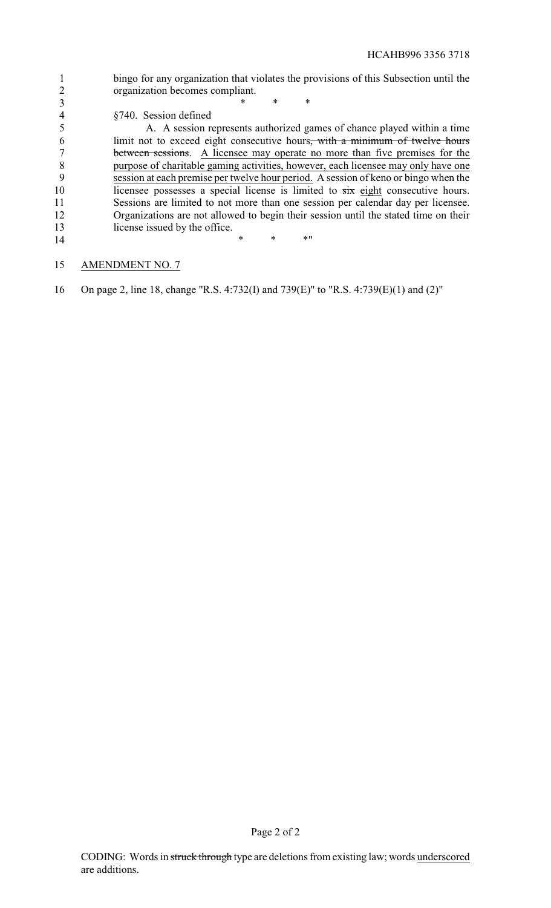bingo for any organization that violates the provisions of this Subsection until the organization becomes compliant.

\* \* \*

§740. Session defined

A. A session represents authorized games of chance played within a time limit not to exceed eight consecutive hours~~, with a minimum of twelve hours between sessions~~. A licensee may operate no more than five premises for the purpose of charitable gaming activities, however, each licensee may only have one session at each premise per twelve hour period. A session of keno or bingo when the licensee possesses a special license is limited to ~~six~~ eight consecutive hours. Sessions are limited to not more than one session per calendar day per licensee. Organizations are not allowed to begin their session until the stated time on their license issued by the office.

\* \* \*"

AMENDMENT NO. 7

On page 2, line 18, change "R.S. 4:732(I) and 739(E)" to "R.S. 4:739(E)(1) and (2)"

CODING: Words in ~~struck through~~ type are deletions from existing law; words underscored are additions.